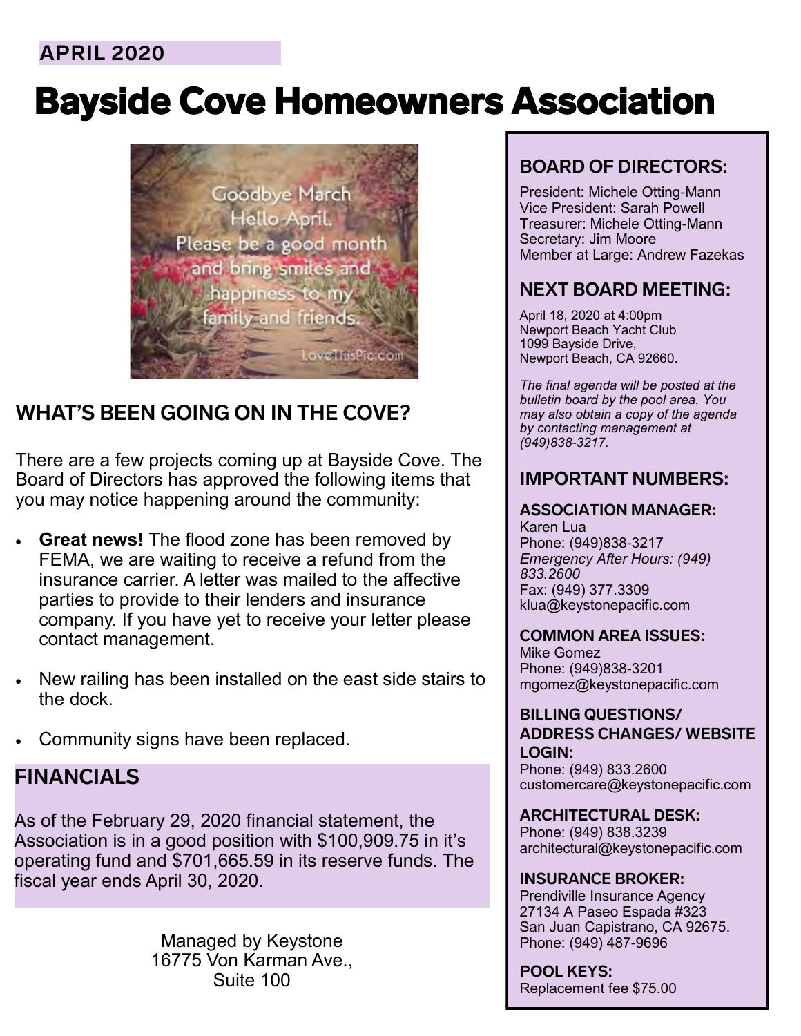APRIL 2020

# Bayside Cove Homeowners Association

## WHAT'S BEEN GOING ON IN THE COVE?

There are a few projects coming up at Bayside Cove. The Board of Directors has approved the following items that you may notice happening around the community:

- **Great news!** The flood zone has been removed by FEMA, we are waiting to receive a refund from the insurance carrier. A letter was mailed to the affective parties to provide to their lenders and insurance company. If you have yet to receive your letter please contact management.
- New railing has been installed on the east side stairs to the dock.
- Community signs have been replaced.

## FINANCIALS

As of the February 29, 2020 financial statement, the Association is in a good position with $100,909.75 in it's operating fund and $701,665.59 in its reserve funds. The fiscal year ends April 30, 2020.

Managed by Keystone
16775 Von Karman Ave.,
Suite 100

## BOARD OF DIRECTORS:

President: Michele Otting-Mann
Vice President: Sarah Powell
Treasurer: Michele Otting-Mann
Secretary: Jim Moore
Member at Large: Andrew Fazekas

## NEXT BOARD MEETING:

April 18, 2020 at 4:00pm
Newport Beach Yacht Club
1099 Bayside Drive,
Newport Beach, CA 92660.

*The final agenda will be posted at the bulletin board by the pool area. You may also obtain a copy of the agenda by contacting management at (949)838-3217.*

## IMPORTANT NUMBERS:

**ASSOCIATION MANAGER:**
Karen Lua
Phone: (949)838-3217
*Emergency After Hours: (949) 833.2600*
Fax: (949) 377.3309
klua@keystonepacific.com

**COMMON AREA ISSUES:**
Mike Gomez
Phone: (949)838-3201
mgomez@keystonepacific.com

**BILLING QUESTIONS/ ADDRESS CHANGES/ WEBSITE LOGIN:**
Phone: (949) 833.2600
customercare@keystonepacific.com

**ARCHITECTURAL DESK:**
Phone: (949) 838.3239
architectural@keystonepacific.com

**INSURANCE BROKER:**
Prendiville Insurance Agency
27134 A Paseo Espada #323
San Juan Capistrano, CA 92675.
Phone: (949) 487-9696

**POOL KEYS:**
Replacement fee $75.00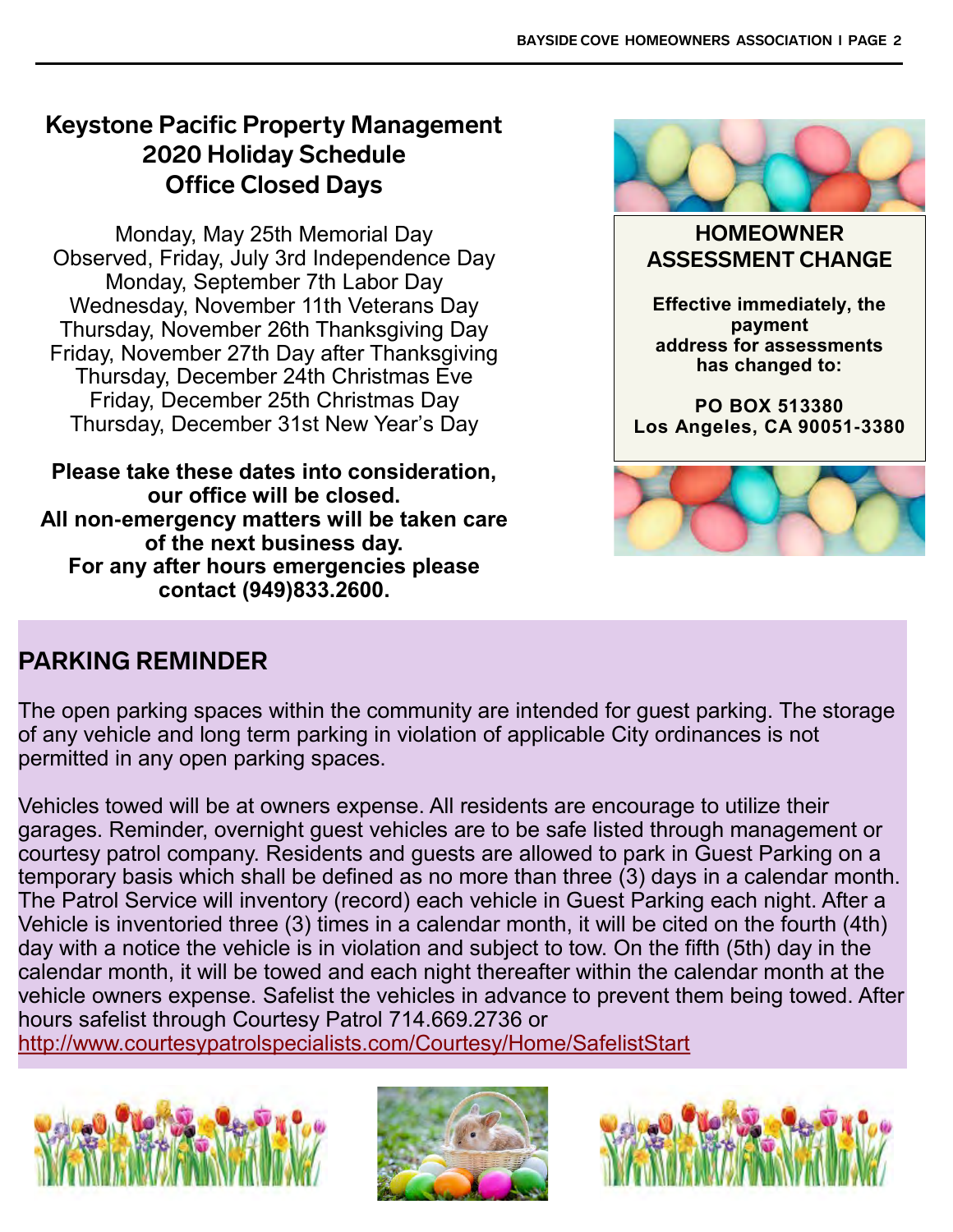## Keystone Pacific Property Management 2020 Holiday Schedule Office Closed Days

Monday, May 25th Memorial Day
Observed, Friday, July 3rd Independence Day
Monday, September 7th Labor Day
Wednesday, November 11th Veterans Day
Thursday, November 26th Thanksgiving Day
Friday, November 27th Day after Thanksgiving
Thursday, December 24th Christmas Eve
Friday, December 25th Christmas Day
Thursday, December 31st New Year's Day

**Please take these dates into consideration, our office will be closed. All non-emergency matters will be taken care of the next business day. For any after hours emergencies please contact (949)833.2600.**

## HOMEOWNER ASSESSMENT CHANGE

**Effective immediately, the payment address for assessments has changed to:**

**PO BOX 513380
Los Angeles, CA 90051-3380**

## PARKING REMINDER

The open parking spaces within the community are intended for guest parking. The storage of any vehicle and long term parking in violation of applicable City ordinances is not permitted in any open parking spaces.

Vehicles towed will be at owners expense. All residents are encourage to utilize their garages. Reminder, overnight guest vehicles are to be safe listed through management or courtesy patrol company. Residents and guests are allowed to park in Guest Parking on a temporary basis which shall be defined as no more than three (3) days in a calendar month. The Patrol Service will inventory (record) each vehicle in Guest Parking each night. After a Vehicle is inventoried three (3) times in a calendar month, it will be cited on the fourth (4th) day with a notice the vehicle is in violation and subject to tow. On the fifth (5th) day in the calendar month, it will be towed and each night thereafter within the calendar month at the vehicle owners expense. Safelist the vehicles in advance to prevent them being towed. After hours safelist through Courtesy Patrol 714.669.2736 or http://www.courtesypatrolspecialists.com/Courtesy/Home/SafelistStart